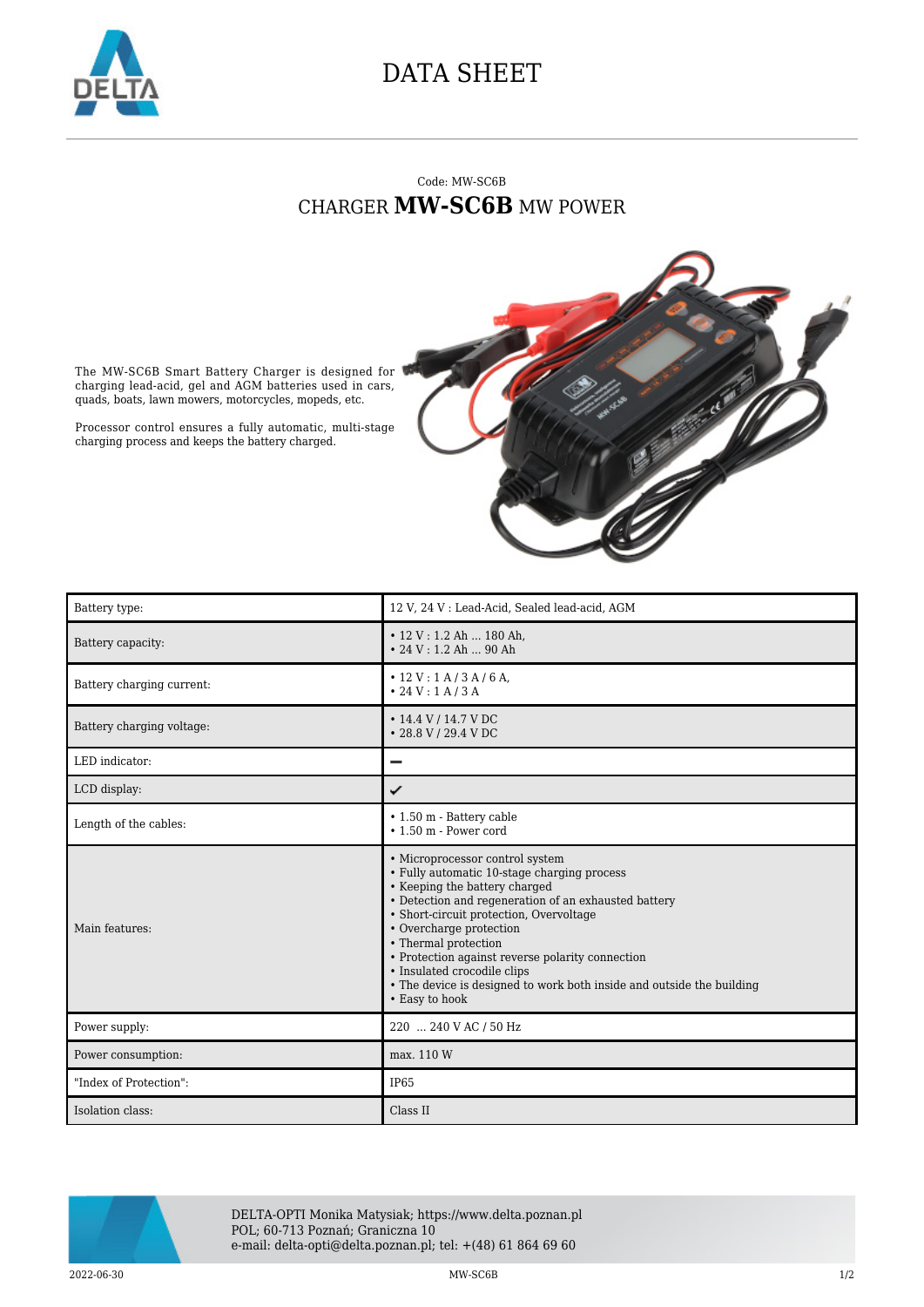# DATA SHEET

Code: MW-SC6B

## CHARGER **MW-SC6B** MW POWER

The MW-SC6B Smart Battery Charger is designed for charging lead-acid, gel and AGM batteries used in cars, quads, boats, lawn mowers, motorcycles, mopeds, etc.

Processor control ensures a fully automatic, multi-stage charging process and keeps the battery charged.

| | |
|---|---|
| Battery type: | 12 V, 24 V : Lead-Acid, Sealed lead-acid, AGM |
| Battery capacity: | • 12 V : 1.2 Ah ... 180 Ah,<br>• 24 V : 1.2 Ah ... 90 Ah |
| Battery charging current: | • 12 V : 1 A / 3 A / 6 A,<br>• 24 V : 1 A / 3 A |
| Battery charging voltage: | • 14.4 V / 14.7 V DC<br>• 28.8 V / 29.4 V DC |
| LED indicator: | – |
| LCD display: | ✓ |
| Length of the cables: | • 1.50 m - Battery cable<br>• 1.50 m - Power cord |
| Main features: | • Microprocessor control system<br>• Fully automatic 10-stage charging process<br>• Keeping the battery charged<br>• Detection and regeneration of an exhausted battery<br>• Short-circuit protection, Overvoltage<br>• Overcharge protection<br>• Thermal protection<br>• Protection against reverse polarity connection<br>• Insulated crocodile clips<br>• The device is designed to work both inside and outside the building<br>• Easy to hook |
| Power supply: | 220 ... 240 V AC / 50 Hz |
| Power consumption: | max. 110 W |
| "Index of Protection": | IP65 |
| Isolation class: | Class II |

DELTA-OPTI Monika Matysiak; https://www.delta.poznan.pl
POL; 60-713 Poznań; Graniczna 10
e-mail: delta-opti@delta.poznan.pl; tel: +(48) 61 864 69 60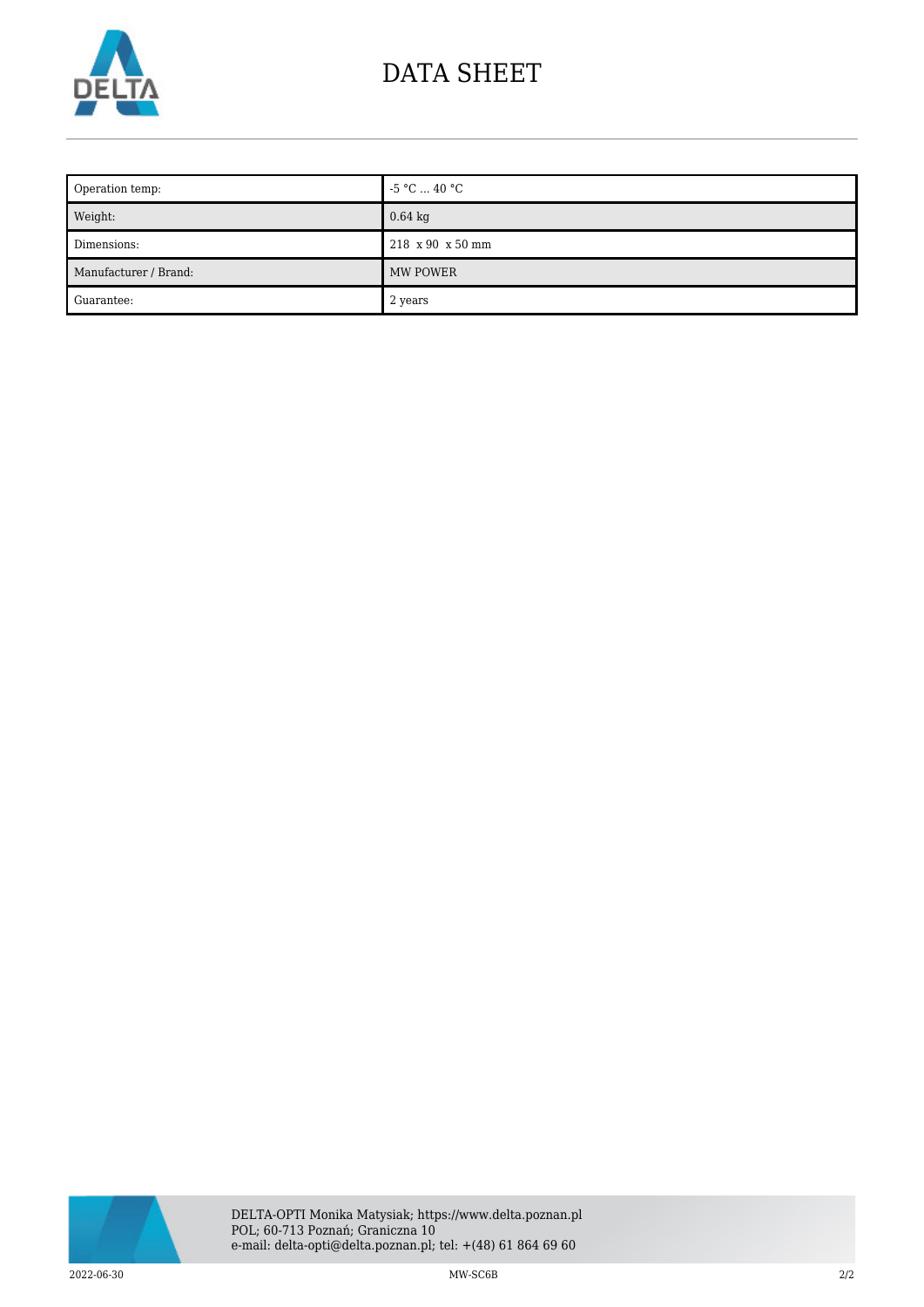# DATA SHEET

| | |
|---|---|
| Operation temp: | -5 °C ... 40 °C |
| Weight: | 0.64 kg |
| Dimensions: | 218 x 90 x 50 mm |
| Manufacturer / Brand: | MW POWER |
| Guarantee: | 2 years |

DELTA-OPTI Monika Matysiak; https://www.delta.poznan.pl
POL; 60-713 Poznań; Graniczna 10
e-mail: delta-opti@delta.poznan.pl; tel: +(48) 61 864 69 60

2022-06-30 MW-SC6B